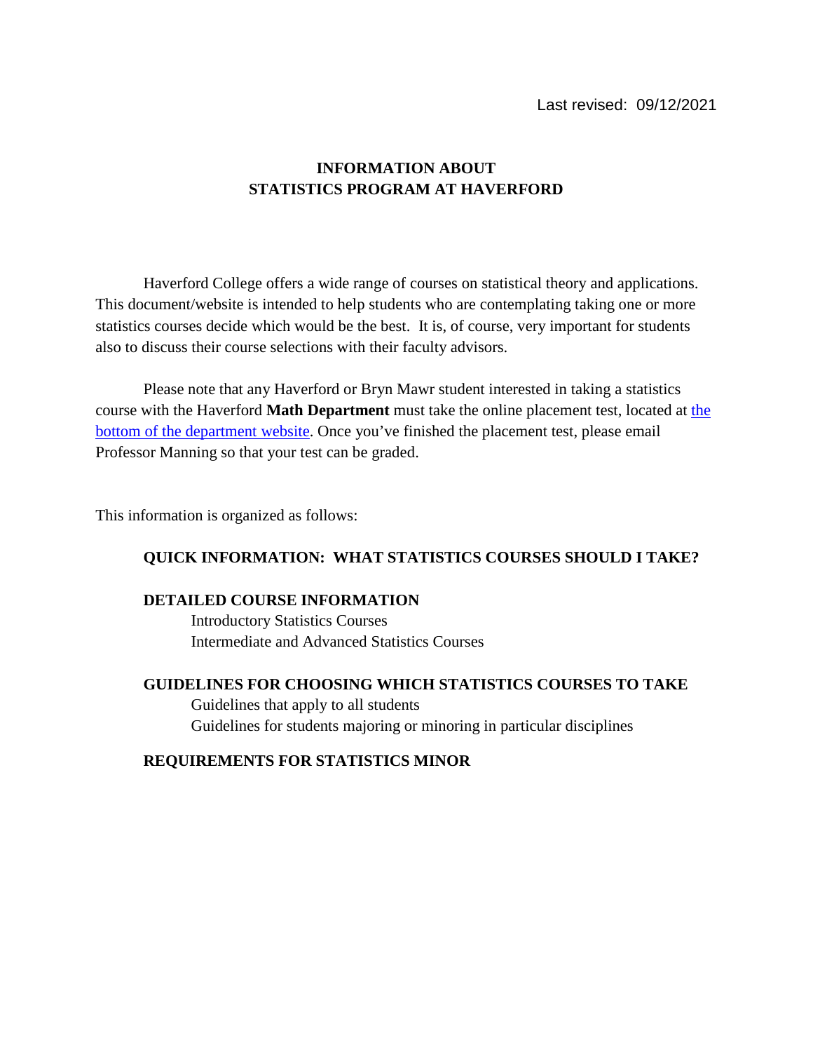Last revised: 09/12/2021

# INFORMATION ABOUT STATISTICS PROGRAM AT HAVERFORD

Haverford College offers a wide range of courses on statistical theory and applications. This document/website is intended to help students who are contemplating taking one or more statistics courses decide which would be the best. It is, of course, very important for students also to discuss their course selections with their faculty advisors.

Please note that any Haverford or Bryn Mawr student interested in taking a statistics course with the Haverford **Math Department** must take the online placement test, located at the bottom of the department website. Once you've finished the placement test, please email Professor Manning so that your test can be graded.

This information is organized as follows:

**QUICK INFORMATION: WHAT STATISTICS COURSES SHOULD I TAKE?**

**DETAILED COURSE INFORMATION**
- Introductory Statistics Courses
- Intermediate and Advanced Statistics Courses

**GUIDELINES FOR CHOOSING WHICH STATISTICS COURSES TO TAKE**
- Guidelines that apply to all students
- Guidelines for students majoring or minoring in particular disciplines

**REQUIREMENTS FOR STATISTICS MINOR**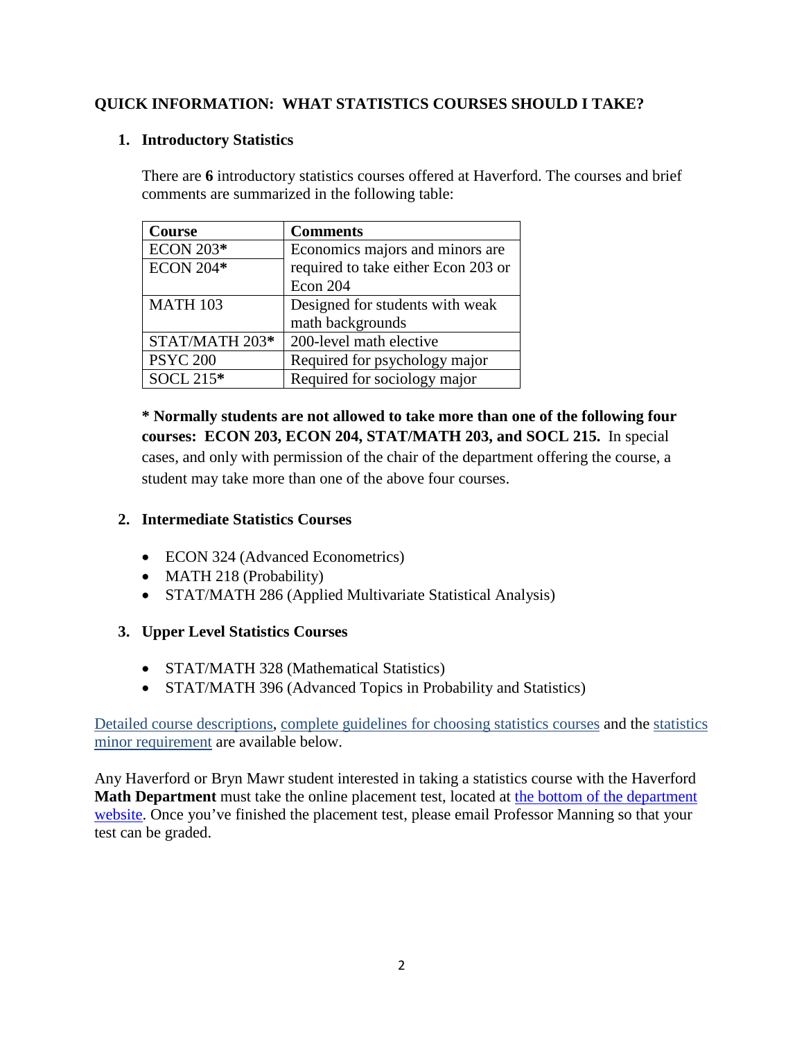## QUICK INFORMATION: WHAT STATISTICS COURSES SHOULD I TAKE?

### 1. Introductory Statistics

There are **6** introductory statistics courses offered at Haverford. The courses and brief comments are summarized in the following table:

| Course | Comments |
|---|---|
| ECON 203* | Economics majors and minors are required to take either Econ 203 or Econ 204 |
| ECON 204* | |
| MATH 103 | Designed for students with weak math backgrounds |
| STAT/MATH 203* | 200-level math elective |
| PSYC 200 | Required for psychology major |
| SOCL 215* | Required for sociology major |

*** Normally students are not allowed to take more than one of the following four courses: ECON 203, ECON 204, STAT/MATH 203, and SOCL 215.** In special cases, and only with permission of the chair of the department offering the course, a student may take more than one of the above four courses.

### 2. Intermediate Statistics Courses

- ECON 324 (Advanced Econometrics)
- MATH 218 (Probability)
- STAT/MATH 286 (Applied Multivariate Statistical Analysis)

### 3. Upper Level Statistics Courses

- STAT/MATH 328 (Mathematical Statistics)
- STAT/MATH 396 (Advanced Topics in Probability and Statistics)

Detailed course descriptions, complete guidelines for choosing statistics courses and the statistics minor requirement are available below.

Any Haverford or Bryn Mawr student interested in taking a statistics course with the Haverford **Math Department** must take the online placement test, located at the bottom of the department website. Once you've finished the placement test, please email Professor Manning so that your test can be graded.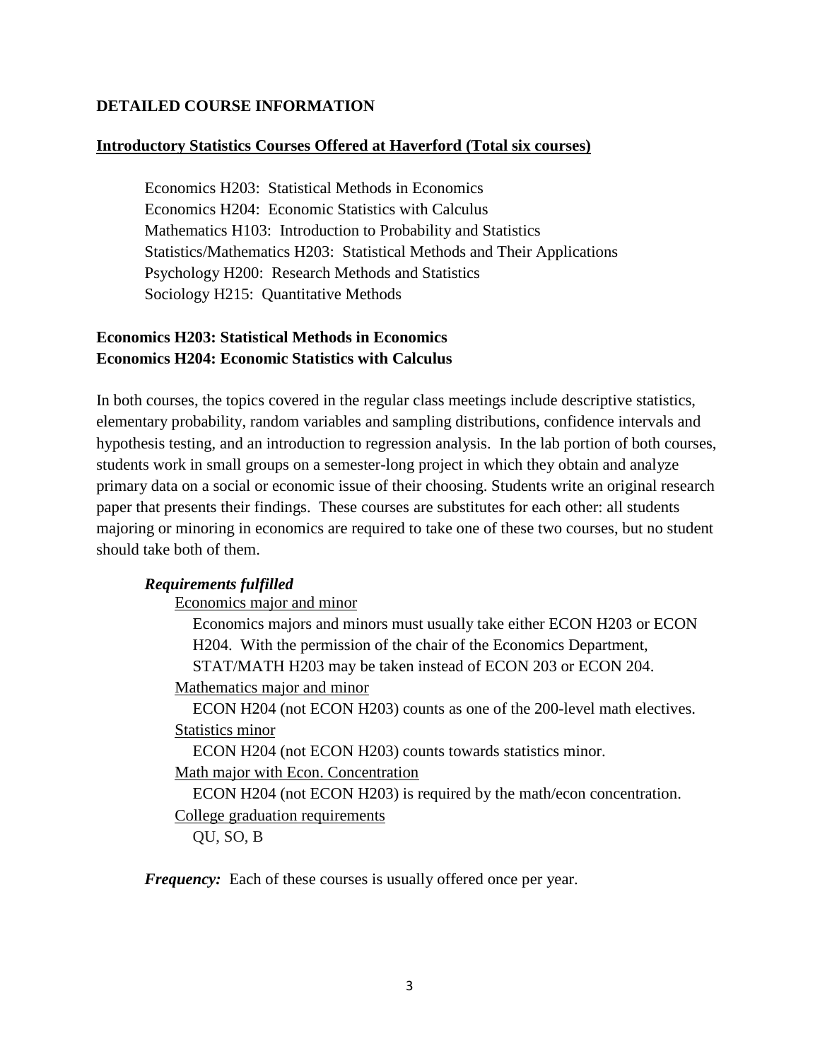## DETAILED COURSE INFORMATION

### Introductory Statistics Courses Offered at Haverford (Total six courses)

Economics H203: Statistical Methods in Economics
Economics H204: Economic Statistics with Calculus
Mathematics H103: Introduction to Probability and Statistics
Statistics/Mathematics H203: Statistical Methods and Their Applications
Psychology H200: Research Methods and Statistics
Sociology H215: Quantitative Methods

### Economics H203: Statistical Methods in Economics
### Economics H204: Economic Statistics with Calculus

In both courses, the topics covered in the regular class meetings include descriptive statistics, elementary probability, random variables and sampling distributions, confidence intervals and hypothesis testing, and an introduction to regression analysis. In the lab portion of both courses, students work in small groups on a semester-long project in which they obtain and analyze primary data on a social or economic issue of their choosing. Students write an original research paper that presents their findings. These courses are substitutes for each other: all students majoring or minoring in economics are required to take one of these two courses, but no student should take both of them.

***Requirements fulfilled***

Economics major and minor

Economics majors and minors must usually take either ECON H203 or ECON H204. With the permission of the chair of the Economics Department, STAT/MATH H203 may be taken instead of ECON 203 or ECON 204.

Mathematics major and minor

ECON H204 (not ECON H203) counts as one of the 200-level math electives.

Statistics minor

ECON H204 (not ECON H203) counts towards statistics minor.

Math major with Econ. Concentration

ECON H204 (not ECON H203) is required by the math/econ concentration.

College graduation requirements

QU, SO, B

***Frequency:*** Each of these courses is usually offered once per year.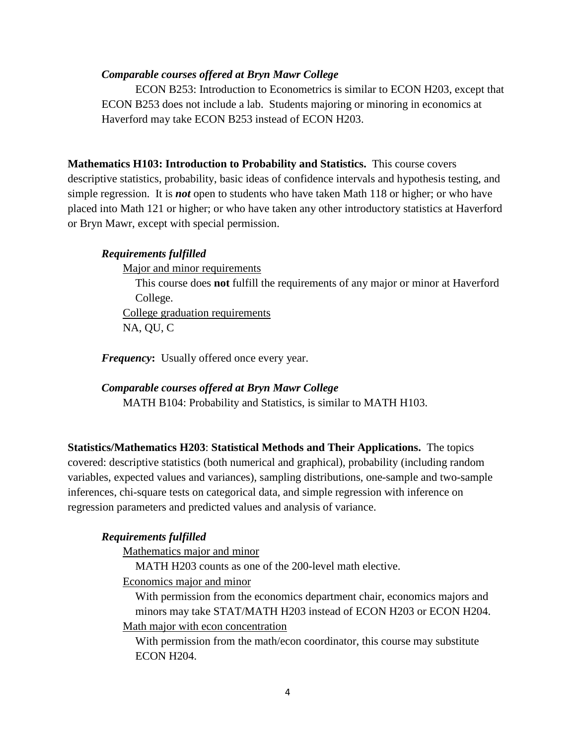***Comparable courses offered at Bryn Mawr College***

ECON B253: Introduction to Econometrics is similar to ECON H203, except that ECON B253 does not include a lab. Students majoring or minoring in economics at Haverford may take ECON B253 instead of ECON H203.

**Mathematics H103: Introduction to Probability and Statistics.** This course covers descriptive statistics, probability, basic ideas of confidence intervals and hypothesis testing, and simple regression. It is ***not*** open to students who have taken Math 118 or higher; or who have placed into Math 121 or higher; or who have taken any other introductory statistics at Haverford or Bryn Mawr, except with special permission.

***Requirements fulfilled***

Major and minor requirements

This course does **not** fulfill the requirements of any major or minor at Haverford College.

College graduation requirements

NA, QU, C

***Frequency*****:** Usually offered once every year.

***Comparable courses offered at Bryn Mawr College***

MATH B104: Probability and Statistics, is similar to MATH H103.

**Statistics/Mathematics H203**: **Statistical Methods and Their Applications.** The topics covered: descriptive statistics (both numerical and graphical), probability (including random variables, expected values and variances), sampling distributions, one-sample and two-sample inferences, chi-square tests on categorical data, and simple regression with inference on regression parameters and predicted values and analysis of variance.

***Requirements fulfilled***

Mathematics major and minor

MATH H203 counts as one of the 200-level math elective.

Economics major and minor

With permission from the economics department chair, economics majors and minors may take STAT/MATH H203 instead of ECON H203 or ECON H204.

Math major with econ concentration

With permission from the math/econ coordinator, this course may substitute ECON H204.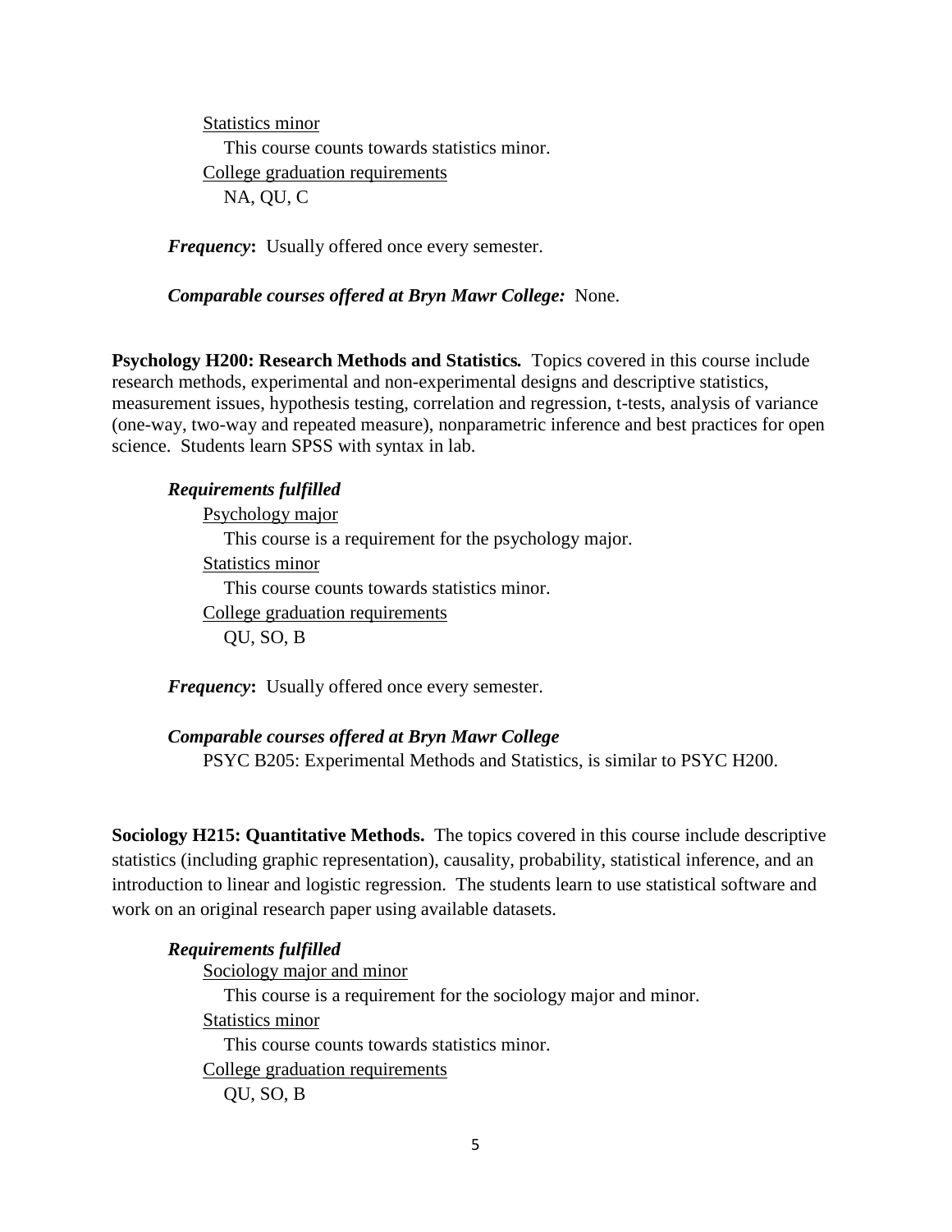Statistics minor

This course counts towards statistics minor.

College graduation requirements

NA, QU, C

***Frequency*:** Usually offered once every semester.

***Comparable courses offered at Bryn Mawr College:*** None.

**Psychology H200: Research Methods and Statistics.** Topics covered in this course include research methods, experimental and non-experimental designs and descriptive statistics, measurement issues, hypothesis testing, correlation and regression, t-tests, analysis of variance (one-way, two-way and repeated measure), nonparametric inference and best practices for open science. Students learn SPSS with syntax in lab.

***Requirements fulfilled***

Psychology major

This course is a requirement for the psychology major.

Statistics minor

This course counts towards statistics minor.

College graduation requirements

QU, SO, B

***Frequency*:** Usually offered once every semester.

***Comparable courses offered at Bryn Mawr College***

PSYC B205: Experimental Methods and Statistics, is similar to PSYC H200.

**Sociology H215: Quantitative Methods.** The topics covered in this course include descriptive statistics (including graphic representation), causality, probability, statistical inference, and an introduction to linear and logistic regression. The students learn to use statistical software and work on an original research paper using available datasets.

***Requirements fulfilled***

Sociology major and minor

This course is a requirement for the sociology major and minor.

Statistics minor

This course counts towards statistics minor.

College graduation requirements

QU, SO, B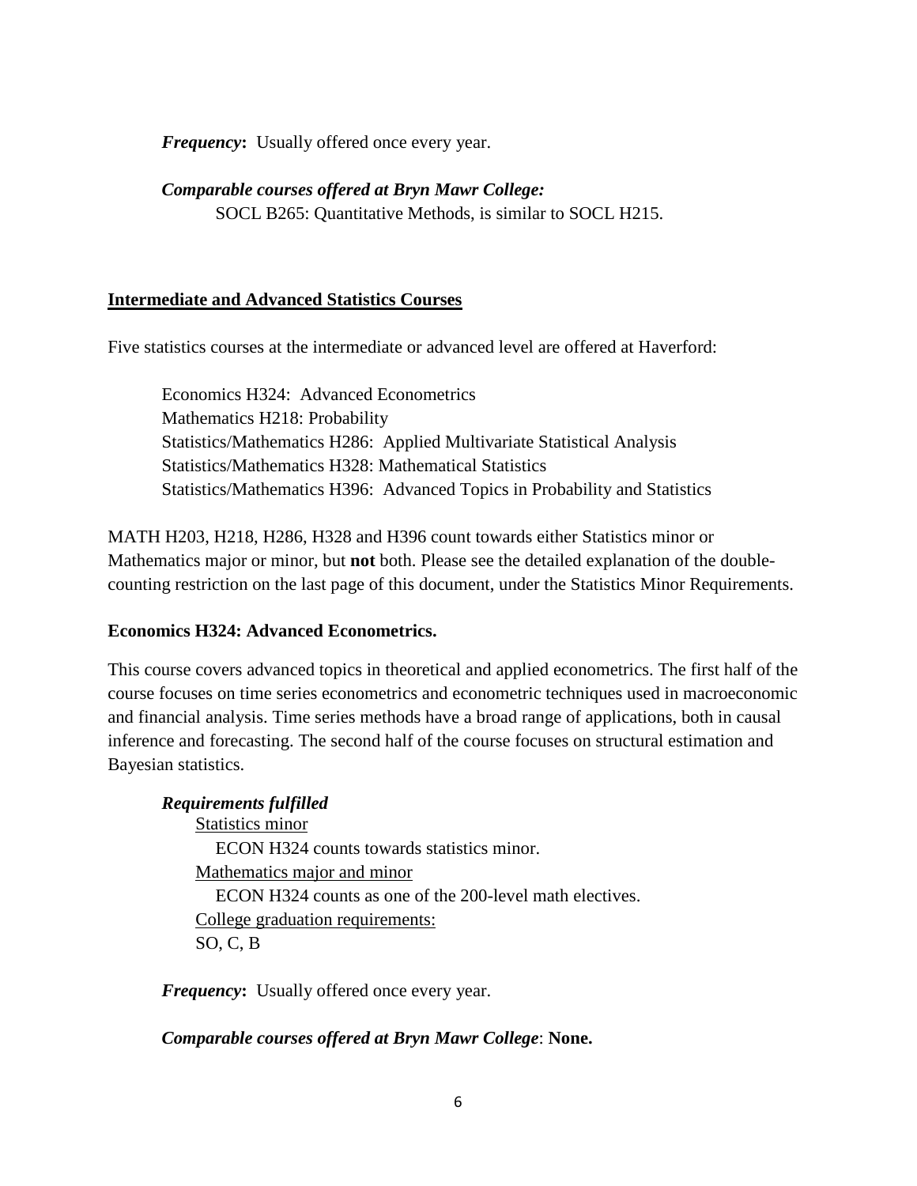***Frequency*:** Usually offered once every year.

***Comparable courses offered at Bryn Mawr College:***

SOCL B265: Quantitative Methods, is similar to SOCL H215.

## Intermediate and Advanced Statistics Courses

Five statistics courses at the intermediate or advanced level are offered at Haverford:

Economics H324: Advanced Econometrics
Mathematics H218: Probability
Statistics/Mathematics H286: Applied Multivariate Statistical Analysis
Statistics/Mathematics H328: Mathematical Statistics
Statistics/Mathematics H396: Advanced Topics in Probability and Statistics

MATH H203, H218, H286, H328 and H396 count towards either Statistics minor or Mathematics major or minor, but **not** both. Please see the detailed explanation of the double-counting restriction on the last page of this document, under the Statistics Minor Requirements.

### Economics H324: Advanced Econometrics.

This course covers advanced topics in theoretical and applied econometrics. The first half of the course focuses on time series econometrics and econometric techniques used in macroeconomic and financial analysis. Time series methods have a broad range of applications, both in causal inference and forecasting. The second half of the course focuses on structural estimation and Bayesian statistics.

***Requirements fulfilled***

<u>Statistics minor</u>

ECON H324 counts towards statistics minor.

<u>Mathematics major and minor</u>

ECON H324 counts as one of the 200-level math electives.

<u>College graduation requirements:</u>

SO, C, B

***Frequency*:** Usually offered once every year.

***Comparable courses offered at Bryn Mawr College*: None.**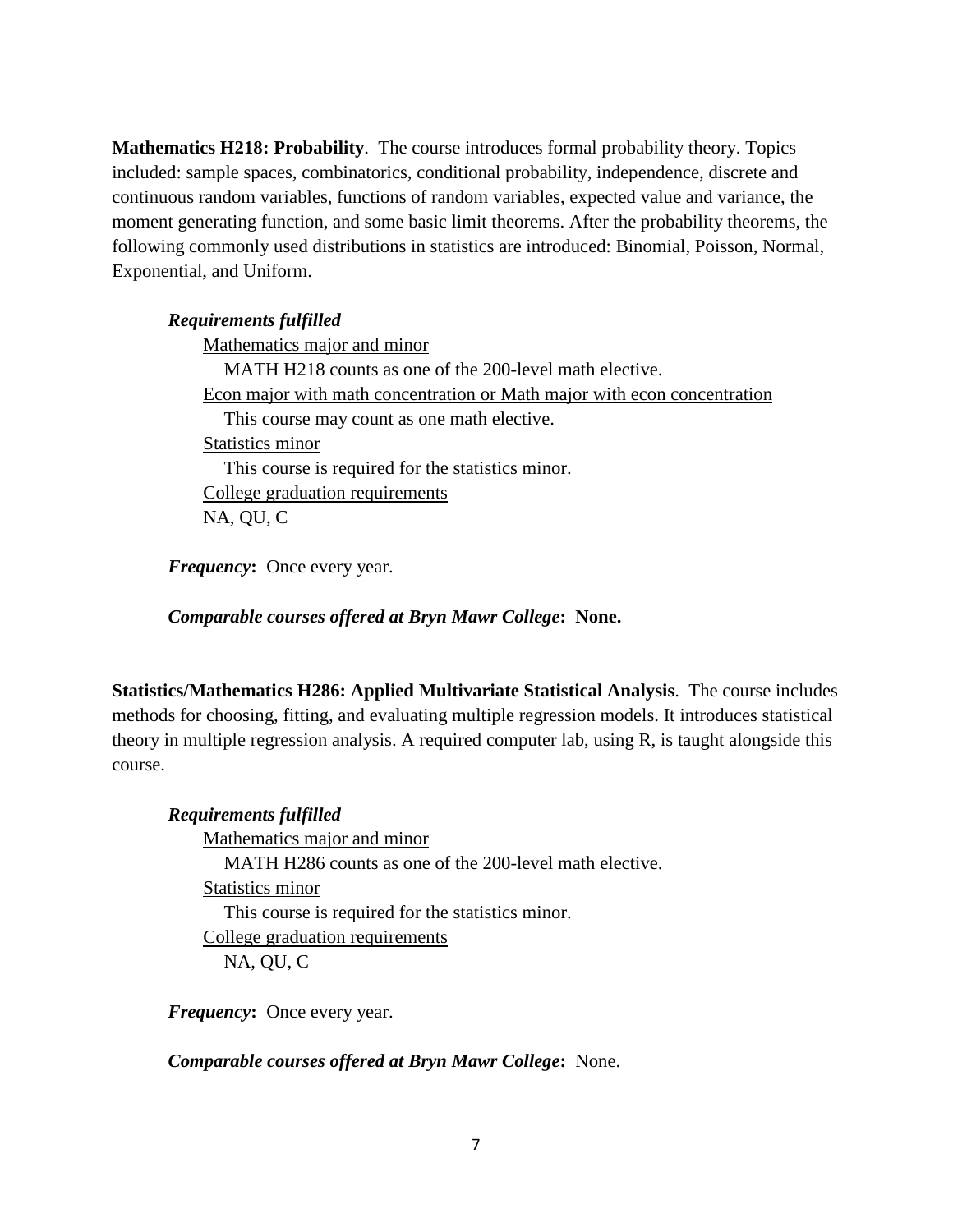**Mathematics H218: Probability**. The course introduces formal probability theory. Topics included: sample spaces, combinatorics, conditional probability, independence, discrete and continuous random variables, functions of random variables, expected value and variance, the moment generating function, and some basic limit theorems. After the probability theorems, the following commonly used distributions in statistics are introduced: Binomial, Poisson, Normal, Exponential, and Uniform.

***Requirements fulfilled***

Mathematics major and minor

MATH H218 counts as one of the 200-level math elective.

Econ major with math concentration or Math major with econ concentration

This course may count as one math elective.

Statistics minor

This course is required for the statistics minor.

College graduation requirements

NA, QU, C

***Frequency*****:** Once every year.

***Comparable courses offered at Bryn Mawr College*****: None.**

**Statistics/Mathematics H286: Applied Multivariate Statistical Analysis**. The course includes methods for choosing, fitting, and evaluating multiple regression models. It introduces statistical theory in multiple regression analysis. A required computer lab, using R, is taught alongside this course.

***Requirements fulfilled***

Mathematics major and minor

MATH H286 counts as one of the 200-level math elective.

Statistics minor

This course is required for the statistics minor.

College graduation requirements

NA, QU, C

***Frequency*****:** Once every year.

***Comparable courses offered at Bryn Mawr College*****:** None.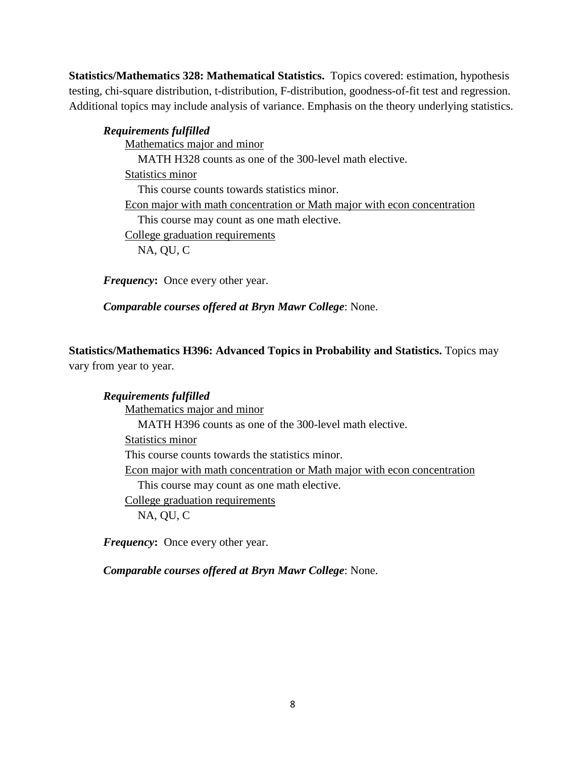**Statistics/Mathematics 328: Mathematical Statistics.** Topics covered: estimation, hypothesis testing, chi-square distribution, t-distribution, F-distribution, goodness-of-fit test and regression. Additional topics may include analysis of variance. Emphasis on the theory underlying statistics.

***Requirements fulfilled***

Mathematics major and minor

MATH H328 counts as one of the 300-level math elective.

Statistics minor

This course counts towards statistics minor.

Econ major with math concentration or Math major with econ concentration

This course may count as one math elective.

College graduation requirements

NA, QU, C

***Frequency*:** Once every other year.

***Comparable courses offered at Bryn Mawr College*:** None.

**Statistics/Mathematics H396: Advanced Topics in Probability and Statistics.** Topics may vary from year to year.

***Requirements fulfilled***

Mathematics major and minor

MATH H396 counts as one of the 300-level math elective.

Statistics minor

This course counts towards the statistics minor.

Econ major with math concentration or Math major with econ concentration

This course may count as one math elective.

College graduation requirements

NA, QU, C

***Frequency*:** Once every other year.

***Comparable courses offered at Bryn Mawr College*:** None.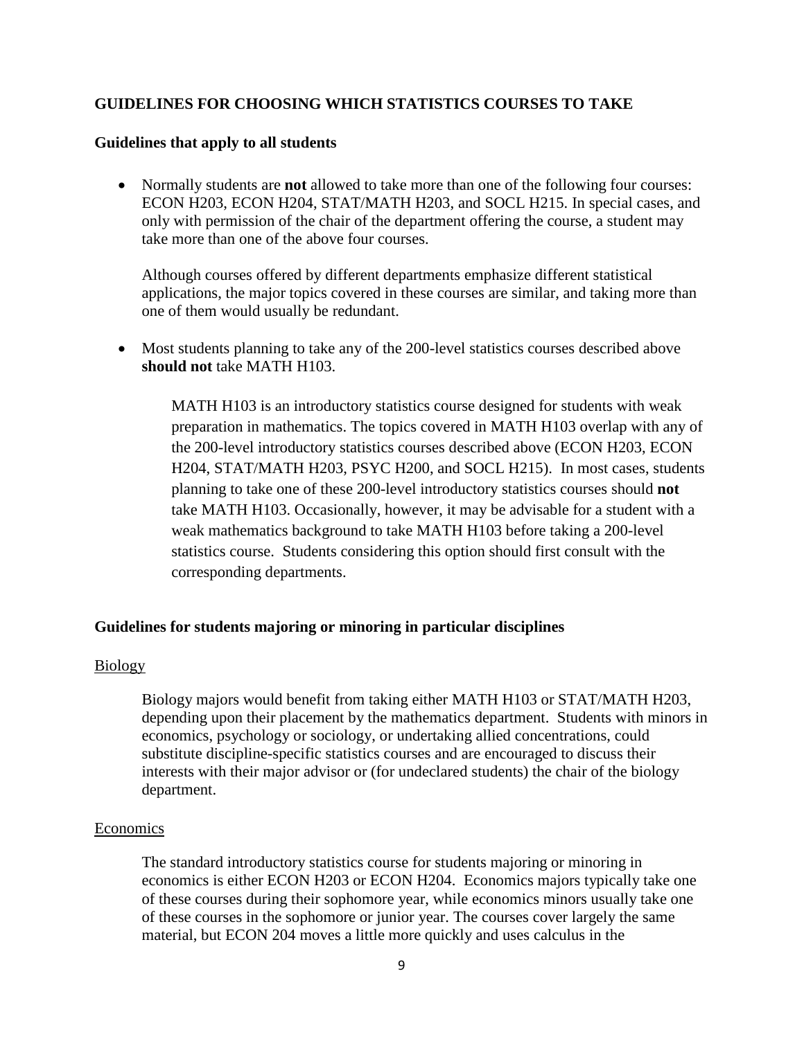## GUIDELINES FOR CHOOSING WHICH STATISTICS COURSES TO TAKE

### Guidelines that apply to all students

- Normally students are **not** allowed to take more than one of the following four courses: ECON H203, ECON H204, STAT/MATH H203, and SOCL H215. In special cases, and only with permission of the chair of the department offering the course, a student may take more than one of the above four courses.

  Although courses offered by different departments emphasize different statistical applications, the major topics covered in these courses are similar, and taking more than one of them would usually be redundant.

- Most students planning to take any of the 200-level statistics courses described above **should not** take MATH H103.

  MATH H103 is an introductory statistics course designed for students with weak preparation in mathematics. The topics covered in MATH H103 overlap with any of the 200-level introductory statistics courses described above (ECON H203, ECON H204, STAT/MATH H203, PSYC H200, and SOCL H215). In most cases, students planning to take one of these 200-level introductory statistics courses should **not** take MATH H103. Occasionally, however, it may be advisable for a student with a weak mathematics background to take MATH H103 before taking a 200-level statistics course. Students considering this option should first consult with the corresponding departments.

### Guidelines for students majoring or minoring in particular disciplines

Biology

Biology majors would benefit from taking either MATH H103 or STAT/MATH H203, depending upon their placement by the mathematics department. Students with minors in economics, psychology or sociology, or undertaking allied concentrations, could substitute discipline-specific statistics courses and are encouraged to discuss their interests with their major advisor or (for undeclared students) the chair of the biology department.

Economics

The standard introductory statistics course for students majoring or minoring in economics is either ECON H203 or ECON H204. Economics majors typically take one of these courses during their sophomore year, while economics minors usually take one of these courses in the sophomore or junior year. The courses cover largely the same material, but ECON 204 moves a little more quickly and uses calculus in the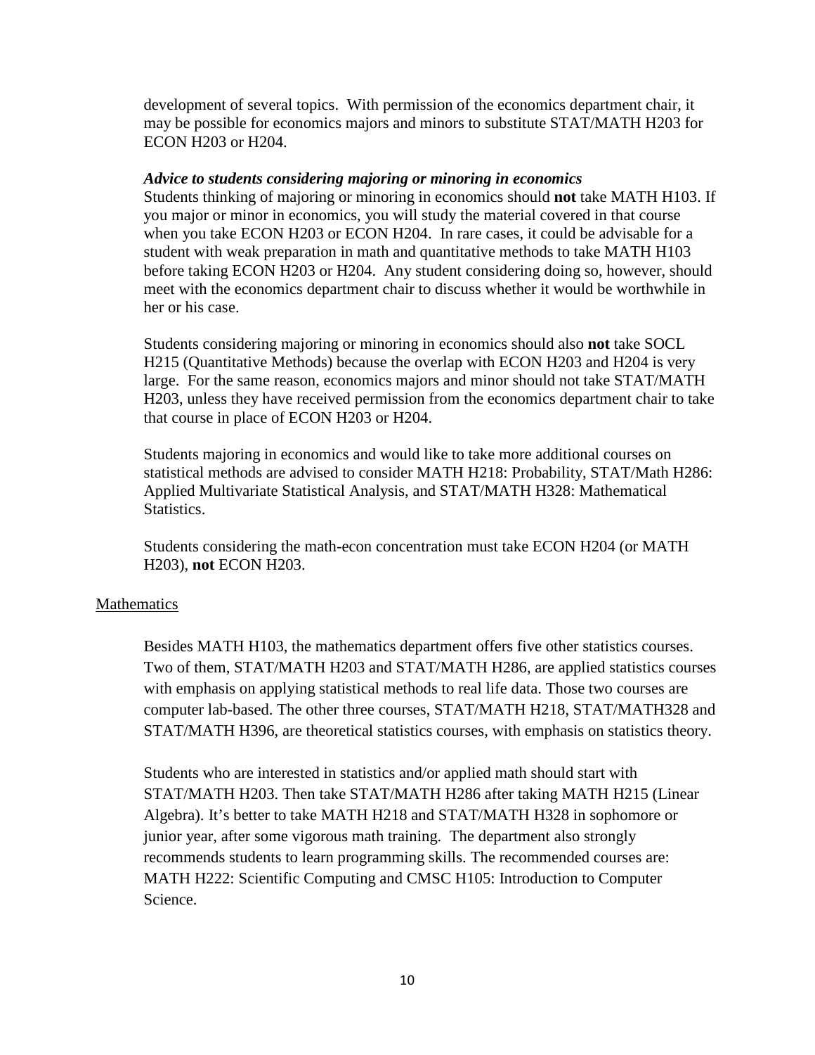development of several topics. With permission of the economics department chair, it may be possible for economics majors and minors to substitute STAT/MATH H203 for ECON H203 or H204.

***Advice to students considering majoring or minoring in economics***

Students thinking of majoring or minoring in economics should **not** take MATH H103. If you major or minor in economics, you will study the material covered in that course when you take ECON H203 or ECON H204. In rare cases, it could be advisable for a student with weak preparation in math and quantitative methods to take MATH H103 before taking ECON H203 or H204. Any student considering doing so, however, should meet with the economics department chair to discuss whether it would be worthwhile in her or his case.

Students considering majoring or minoring in economics should also **not** take SOCL H215 (Quantitative Methods) because the overlap with ECON H203 and H204 is very large. For the same reason, economics majors and minor should not take STAT/MATH H203, unless they have received permission from the economics department chair to take that course in place of ECON H203 or H204.

Students majoring in economics and would like to take more additional courses on statistical methods are advised to consider MATH H218: Probability, STAT/Math H286: Applied Multivariate Statistical Analysis, and STAT/MATH H328: Mathematical Statistics.

Students considering the math-econ concentration must take ECON H204 (or MATH H203), **not** ECON H203.

Mathematics

Besides MATH H103, the mathematics department offers five other statistics courses. Two of them, STAT/MATH H203 and STAT/MATH H286, are applied statistics courses with emphasis on applying statistical methods to real life data. Those two courses are computer lab-based. The other three courses, STAT/MATH H218, STAT/MATH328 and STAT/MATH H396, are theoretical statistics courses, with emphasis on statistics theory.

Students who are interested in statistics and/or applied math should start with STAT/MATH H203. Then take STAT/MATH H286 after taking MATH H215 (Linear Algebra). It's better to take MATH H218 and STAT/MATH H328 in sophomore or junior year, after some vigorous math training. The department also strongly recommends students to learn programming skills. The recommended courses are: MATH H222: Scientific Computing and CMSC H105: Introduction to Computer Science.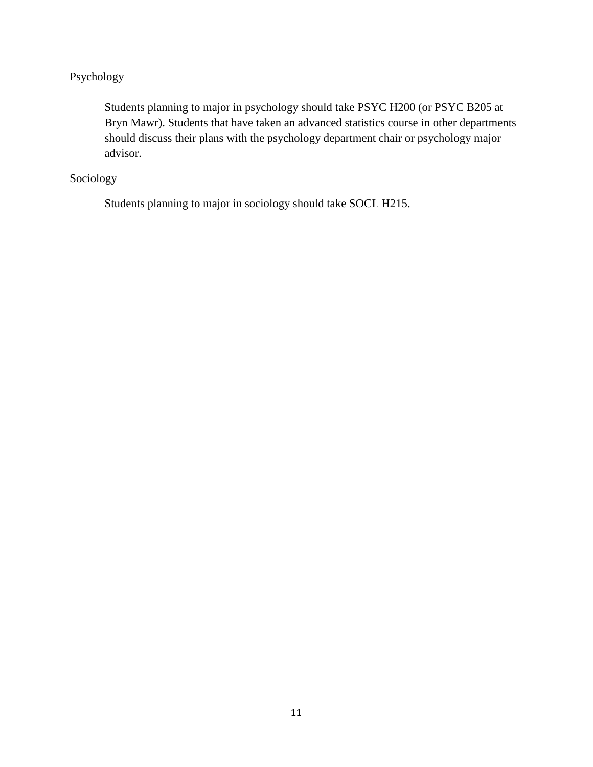<u>Psychology</u>

Students planning to major in psychology should take PSYC H200 (or PSYC B205 at Bryn Mawr). Students that have taken an advanced statistics course in other departments should discuss their plans with the psychology department chair or psychology major advisor.

<u>Sociology</u>

Students planning to major in sociology should take SOCL H215.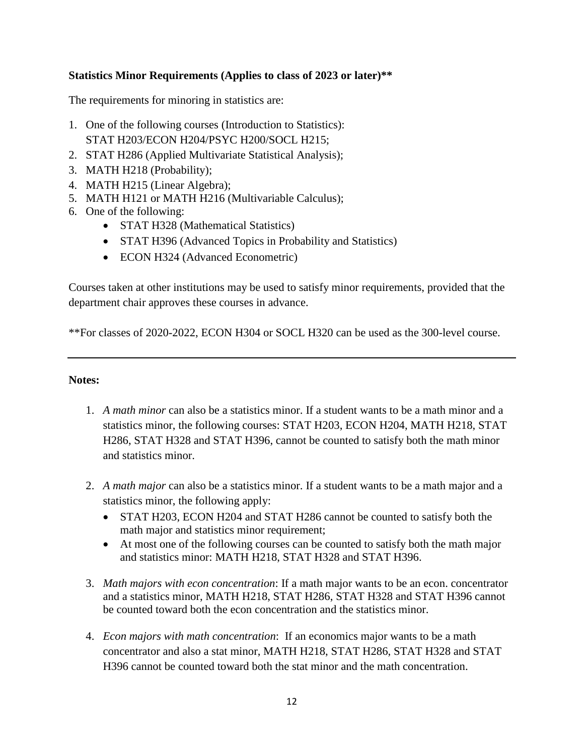**Statistics Minor Requirements (Applies to class of 2023 or later)**

The requirements for minoring in statistics are:

1. One of the following courses (Introduction to Statistics): STAT H203/ECON H204/PSYC H200/SOCL H215;
2. STAT H286 (Applied Multivariate Statistical Analysis);
3. MATH H218 (Probability);
4. MATH H215 (Linear Algebra);
5. MATH H121 or MATH H216 (Multivariable Calculus);
6. One of the following:
   - STAT H328 (Mathematical Statistics)
   - STAT H396 (Advanced Topics in Probability and Statistics)
   - ECON H324 (Advanced Econometric)

Courses taken at other institutions may be used to satisfy minor requirements, provided that the department chair approves these courses in advance.

**For classes of 2020-2022, ECON H304 or SOCL H320 can be used as the 300-level course.

---

**Notes:**

1. *A math minor* can also be a statistics minor. If a student wants to be a math minor and a statistics minor, the following courses: STAT H203, ECON H204, MATH H218, STAT H286, STAT H328 and STAT H396, cannot be counted to satisfy both the math minor and statistics minor.

2. *A math major* can also be a statistics minor. If a student wants to be a math major and a statistics minor, the following apply:
   - STAT H203, ECON H204 and STAT H286 cannot be counted to satisfy both the math major and statistics minor requirement;
   - At most one of the following courses can be counted to satisfy both the math major and statistics minor: MATH H218, STAT H328 and STAT H396.

3. *Math majors with econ concentration*: If a math major wants to be an econ. concentrator and a statistics minor, MATH H218, STAT H286, STAT H328 and STAT H396 cannot be counted toward both the econ concentration and the statistics minor.

4. *Econ majors with math concentration*: If an economics major wants to be a math concentrator and also a stat minor, MATH H218, STAT H286, STAT H328 and STAT H396 cannot be counted toward both the stat minor and the math concentration.